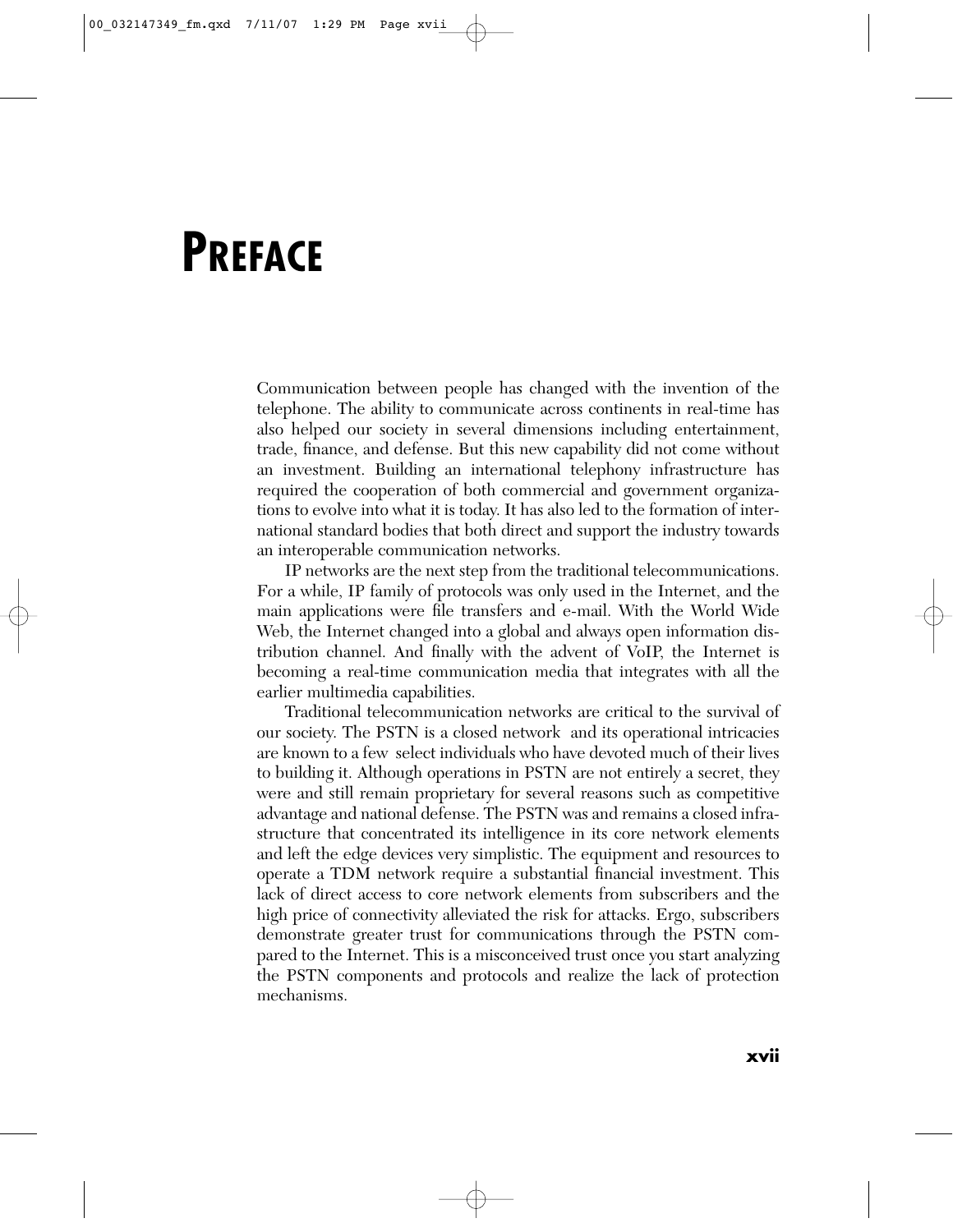# PREFACE

Communication between people has changed with the invention of the telephone. The ability to communicate across continents in real-time has also helped our society in several dimensions including entertainment, trade, finance, and defense. But this new capability did not come without an investment. Building an international telephony infrastructure has required the cooperation of both commercial and government organizations to evolve into what it is today. It has also led to the formation of international standard bodies that both direct and support the industry towards an interoperable communication networks.

IP networks are the next step from the traditional telecommunications. For a while, IP family of protocols was only used in the Internet, and the main applications were file transfers and e-mail. With the World Wide Web, the Internet changed into a global and always open information distribution channel. And finally with the advent of VoIP, the Internet is becoming a real-time communication media that integrates with all the earlier multimedia capabilities.

Traditional telecommunication networks are critical to the survival of our society. The PSTN is a closed network and its operational intricacies are known to a few select individuals who have devoted much of their lives to building it. Although operations in PSTN are not entirely a secret, they were and still remain proprietary for several reasons such as competitive advantage and national defense. The PSTN was and remains a closed infrastructure that concentrated its intelligence in its core network elements and left the edge devices very simplistic. The equipment and resources to operate a TDM network require a substantial financial investment. This lack of direct access to core network elements from subscribers and the high price of connectivity alleviated the risk for attacks. Ergo, subscribers demonstrate greater trust for communications through the PSTN compared to the Internet. This is a misconceived trust once you start analyzing the PSTN components and protocols and realize the lack of protection mechanisms.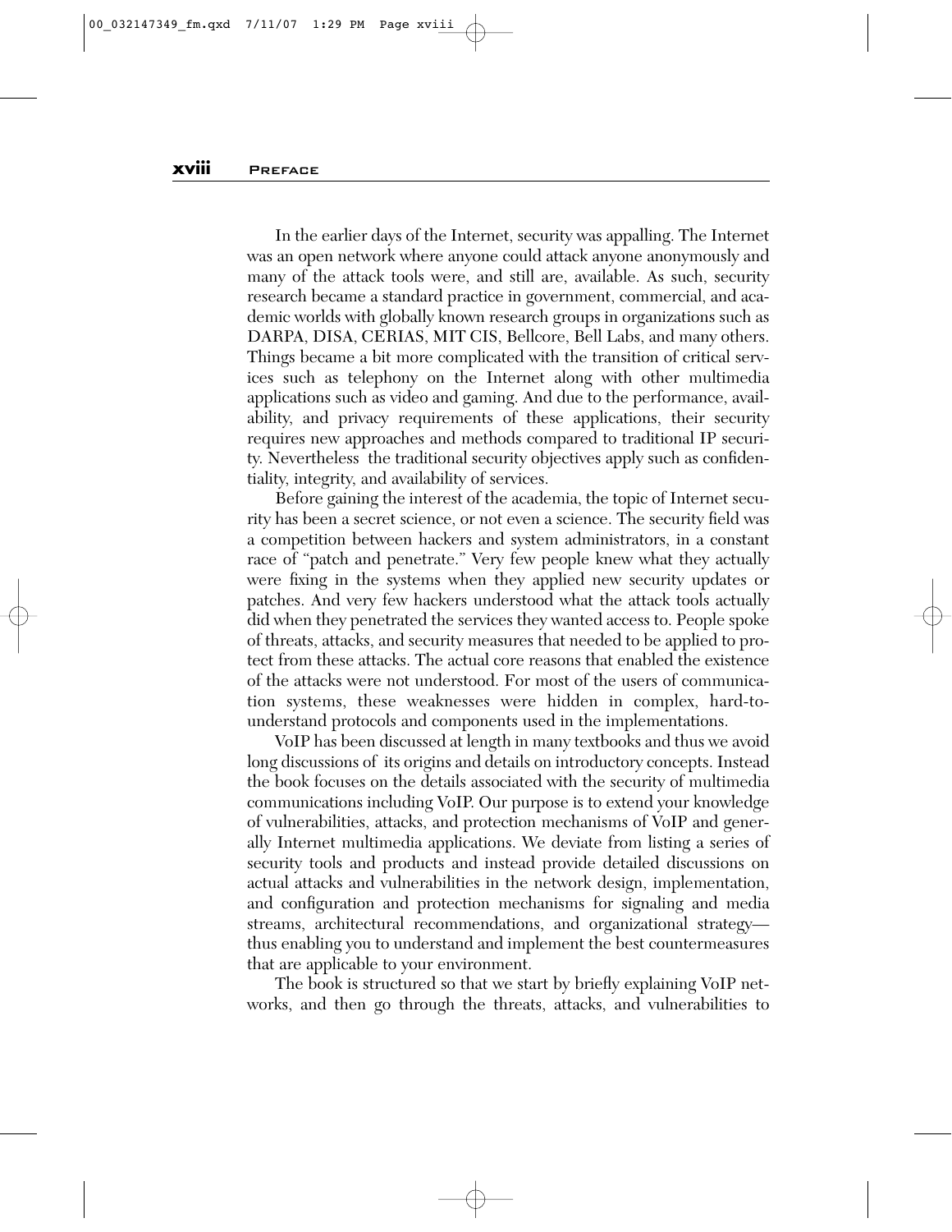In the earlier days of the Internet, security was appalling. The Internet was an open network where anyone could attack anyone anonymously and many of the attack tools were, and still are, available. As such, security research became a standard practice in government, commercial, and academic worlds with globally known research groups in organizations such as DARPA, DISA, CERIAS, MIT CIS, Bellcore, Bell Labs, and many others. Things became a bit more complicated with the transition of critical services such as telephony on the Internet along with other multimedia applications such as video and gaming. And due to the performance, availability, and privacy requirements of these applications, their security requires new approaches and methods compared to traditional IP security. Nevertheless the traditional security objectives apply such as confidentiality, integrity, and availability of services.

Before gaining the interest of the academia, the topic of Internet security has been a secret science, or not even a science. The security field was a competition between hackers and system administrators, in a constant race of "patch and penetrate." Very few people knew what they actually were fixing in the systems when they applied new security updates or patches. And very few hackers understood what the attack tools actually did when they penetrated the services they wanted access to. People spoke of threats, attacks, and security measures that needed to be applied to protect from these attacks. The actual core reasons that enabled the existence of the attacks were not understood. For most of the users of communication systems, these weaknesses were hidden in complex, hard-to-understand protocols and components used in the implementations.

VoIP has been discussed at length in many textbooks and thus we avoid long discussions of its origins and details on introductory concepts. Instead the book focuses on the details associated with the security of multimedia communications including VoIP. Our purpose is to extend your knowledge of vulnerabilities, attacks, and protection mechanisms of VoIP and generally Internet multimedia applications. We deviate from listing a series of security tools and products and instead provide detailed discussions on actual attacks and vulnerabilities in the network design, implementation, and configuration and protection mechanisms for signaling and media streams, architectural recommendations, and organizational strategy—thus enabling you to understand and implement the best countermeasures that are applicable to your environment.

The book is structured so that we start by briefly explaining VoIP networks, and then go through the threats, attacks, and vulnerabilities to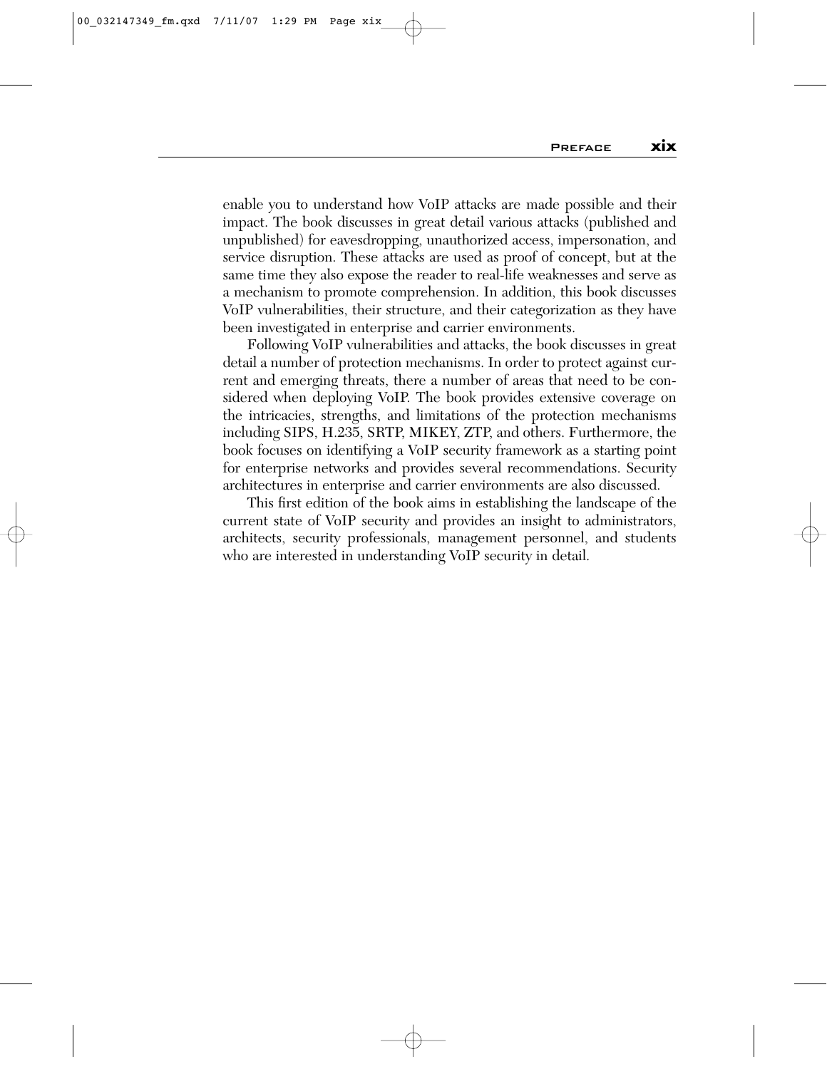enable you to understand how VoIP attacks are made possible and their impact. The book discusses in great detail various attacks (published and unpublished) for eavesdropping, unauthorized access, impersonation, and service disruption. These attacks are used as proof of concept, but at the same time they also expose the reader to real-life weaknesses and serve as a mechanism to promote comprehension. In addition, this book discusses VoIP vulnerabilities, their structure, and their categorization as they have been investigated in enterprise and carrier environments.

Following VoIP vulnerabilities and attacks, the book discusses in great detail a number of protection mechanisms. In order to protect against current and emerging threats, there a number of areas that need to be considered when deploying VoIP. The book provides extensive coverage on the intricacies, strengths, and limitations of the protection mechanisms including SIPS, H.235, SRTP, MIKEY, ZTP, and others. Furthermore, the book focuses on identifying a VoIP security framework as a starting point for enterprise networks and provides several recommendations. Security architectures in enterprise and carrier environments are also discussed.

This first edition of the book aims in establishing the landscape of the current state of VoIP security and provides an insight to administrators, architects, security professionals, management personnel, and students who are interested in understanding VoIP security in detail.